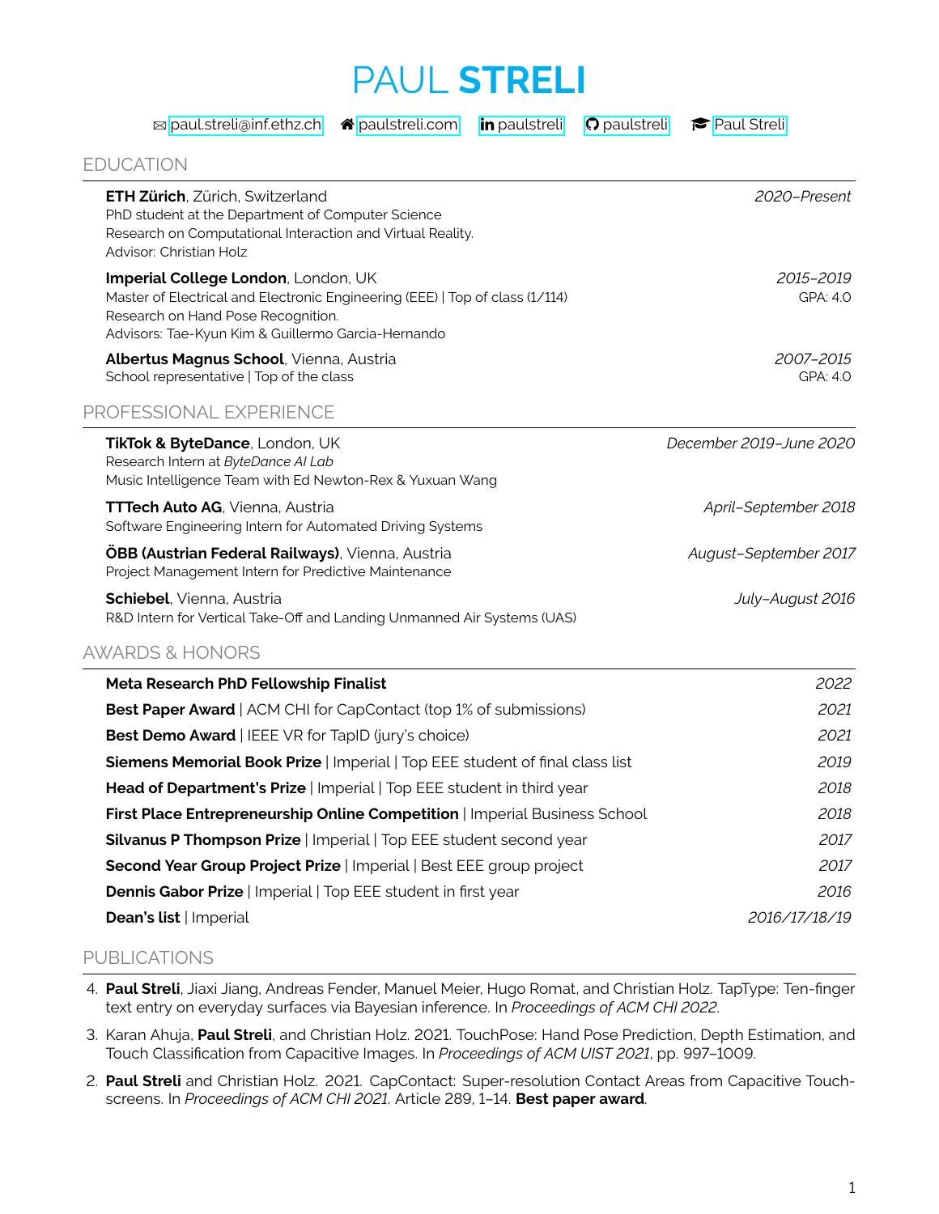# PAUL **STRELI**

✉ paul.streli@inf.ethz.ch | paulstreli.com | in paulstreli | paulstreli | Paul Streli

## EDUCATION

**ETH Zürich**, Zürich, Switzerland *2020–Present*
PhD student at the Department of Computer Science
Research on Computational Interaction and Virtual Reality.
Advisor: Christian Holz

**Imperial College London**, London, UK *2015–2019*
Master of Electrical and Electronic Engineering (EEE) | Top of class (1/114) GPA: 4.0
Research on Hand Pose Recognition.
Advisors: Tae-Kyun Kim & Guillermo Garcia-Hernando

**Albertus Magnus School**, Vienna, Austria *2007–2015*
School representative | Top of the class GPA: 4.0

## PROFESSIONAL EXPERIENCE

**TikTok & ByteDance**, London, UK *December 2019–June 2020*
Research Intern at *ByteDance AI Lab*
Music Intelligence Team with Ed Newton-Rex & Yuxuan Wang

**TTTech Auto AG**, Vienna, Austria *April–September 2018*
Software Engineering Intern for Automated Driving Systems

**ÖBB (Austrian Federal Railways)**, Vienna, Austria *August–September 2017*
Project Management Intern for Predictive Maintenance

**Schiebel**, Vienna, Austria *July–August 2016*
R&D Intern for Vertical Take-Off and Landing Unmanned Air Systems (UAS)

## AWARDS & HONORS

**Meta Research PhD Fellowship Finalist** *2022*
**Best Paper Award** | ACM CHI for CapContact (top 1% of submissions) *2021*
**Best Demo Award** | IEEE VR for TapID (jury's choice) *2021*
**Siemens Memorial Book Prize** | Imperial | Top EEE student of final class list *2019*
**Head of Department's Prize** | Imperial | Top EEE student in third year *2018*
**First Place Entrepreneurship Online Competition** | Imperial Business School *2018*
**Silvanus P Thompson Prize** | Imperial | Top EEE student second year *2017*
**Second Year Group Project Prize** | Imperial | Best EEE group project *2017*
**Dennis Gabor Prize** | Imperial | Top EEE student in first year *2016*
**Dean's list** | Imperial *2016/17/18/19*

## PUBLICATIONS

4. **Paul Streli**, Jiaxi Jiang, Andreas Fender, Manuel Meier, Hugo Romat, and Christian Holz. TapType: Ten-finger text entry on everyday surfaces via Bayesian inference. In *Proceedings of ACM CHI 2022*.

3. Karan Ahuja, **Paul Streli**, and Christian Holz. 2021. TouchPose: Hand Pose Prediction, Depth Estimation, and Touch Classification from Capacitive Images. In *Proceedings of ACM UIST 2021*, pp. 997–1009.

2. **Paul Streli** and Christian Holz. 2021. CapContact: Super-resolution Contact Areas from Capacitive Touchscreens. In *Proceedings of ACM CHI 2021*. Article 289, 1–14. **Best paper award**.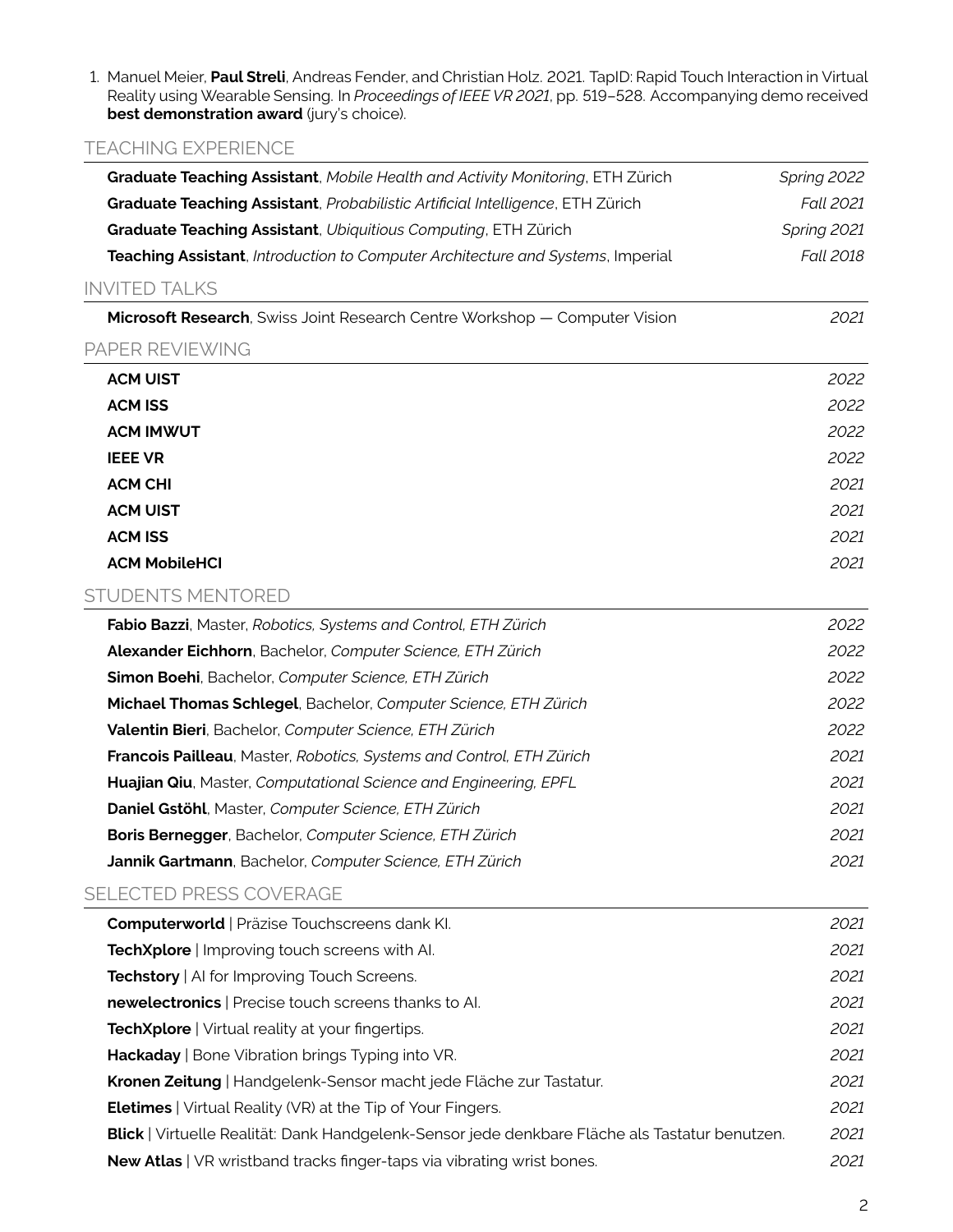1. Manuel Meier, **Paul Streli**, Andreas Fender, and Christian Holz. 2021. TapID: Rapid Touch Interaction in Virtual Reality using Wearable Sensing. In *Proceedings of IEEE VR 2021*, pp. 519–528. Accompanying demo received **best demonstration award** (jury's choice).

## TEACHING EXPERIENCE

| | |
|---|---|
| **Graduate Teaching Assistant**, *Mobile Health and Activity Monitoring*, ETH Zürich | *Spring 2022* |
| **Graduate Teaching Assistant**, *Probabilistic Artificial Intelligence*, ETH Zürich | *Fall 2021* |
| **Graduate Teaching Assistant**, *Ubiquitious Computing*, ETH Zürich | *Spring 2021* |
| **Teaching Assistant**, *Introduction to Computer Architecture and Systems*, Imperial | *Fall 2018* |

## INVITED TALKS

| | |
|---|---|
| **Microsoft Research**, Swiss Joint Research Centre Workshop — Computer Vision | *2021* |

## PAPER REVIEWING

| | |
|---|---|
| **ACM UIST** | *2022* |
| **ACM ISS** | *2022* |
| **ACM IMWUT** | *2022* |
| **IEEE VR** | *2022* |
| **ACM CHI** | *2021* |
| **ACM UIST** | *2021* |
| **ACM ISS** | *2021* |
| **ACM MobileHCI** | *2021* |

## STUDENTS MENTORED

| | |
|---|---|
| **Fabio Bazzi**, Master, *Robotics, Systems and Control, ETH Zürich* | *2022* |
| **Alexander Eichhorn**, Bachelor, *Computer Science, ETH Zürich* | *2022* |
| **Simon Boehi**, Bachelor, *Computer Science, ETH Zürich* | *2022* |
| **Michael Thomas Schlegel**, Bachelor, *Computer Science, ETH Zürich* | *2022* |
| **Valentin Bieri**, Bachelor, *Computer Science, ETH Zürich* | *2022* |
| **Francois Pailleau**, Master, *Robotics, Systems and Control, ETH Zürich* | *2021* |
| **Huajian Qiu**, Master, *Computational Science and Engineering, EPFL* | *2021* |
| **Daniel Gstöhl**, Master, *Computer Science, ETH Zürich* | *2021* |
| **Boris Bernegger**, Bachelor, *Computer Science, ETH Zürich* | *2021* |
| **Jannik Gartmann**, Bachelor, *Computer Science, ETH Zürich* | *2021* |

## SELECTED PRESS COVERAGE

| | |
|---|---|
| **Computerworld** \| Präzise Touchscreens dank KI. | *2021* |
| **TechXplore** \| Improving touch screens with AI. | *2021* |
| **Techstory** \| AI for Improving Touch Screens. | *2021* |
| **newelectronics** \| Precise touch screens thanks to AI. | *2021* |
| **TechXplore** \| Virtual reality at your fingertips. | *2021* |
| **Hackaday** \| Bone Vibration brings Typing into VR. | *2021* |
| **Kronen Zeitung** \| Handgelenk-Sensor macht jede Fläche zur Tastatur. | *2021* |
| **Eletimes** \| Virtual Reality (VR) at the Tip of Your Fingers. | *2021* |
| **Blick** \| Virtuelle Realität: Dank Handgelenk-Sensor jede denkbare Fläche als Tastatur benutzen. | *2021* |
| **New Atlas** \| VR wristband tracks finger-taps via vibrating wrist bones. | *2021* |